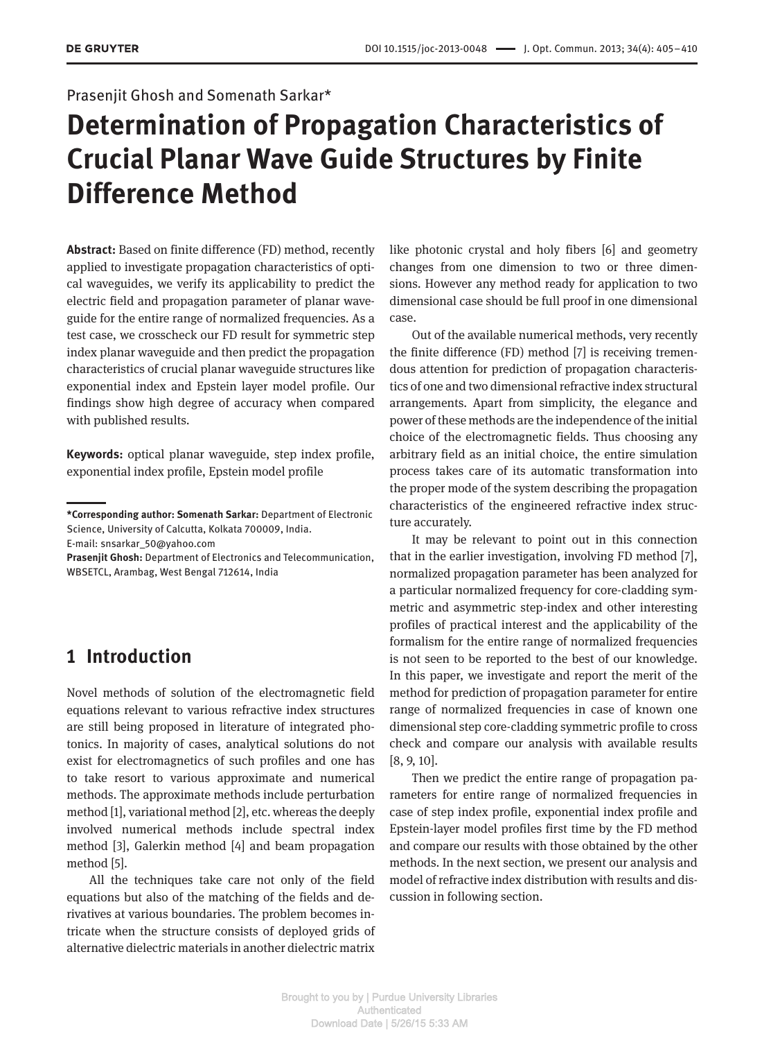Prasenjit Ghosh and Somenath Sarkar*

# Determination of Propagation Characteristics of Crucial Planar Wave Guide Structures by Finite Difference Method

**Abstract:** Based on finite difference (FD) method, recently applied to investigate propagation characteristics of optical waveguides, we verify its applicability to predict the electric field and propagation parameter of planar waveguide for the entire range of normalized frequencies. As a test case, we crosscheck our FD result for symmetric step index planar waveguide and then predict the propagation characteristics of crucial planar waveguide structures like exponential index and Epstein layer model profile. Our findings show high degree of accuracy when compared with published results.

**Keywords:** optical planar waveguide, step index profile, exponential index profile, Epstein model profile

**\*Corresponding author: Somenath Sarkar:** Department of Electronic Science, University of Calcutta, Kolkata 700009, India. E-mail: snsarkar_50@yahoo.com
**Prasenjit Ghosh:** Department of Electronics and Telecommunication, WBSETCL, Arambag, West Bengal 712614, India

## 1 Introduction

Novel methods of solution of the electromagnetic field equations relevant to various refractive index structures are still being proposed in literature of integrated photonics. In majority of cases, analytical solutions do not exist for electromagnetics of such profiles and one has to take resort to various approximate and numerical methods. The approximate methods include perturbation method [1], variational method [2], etc. whereas the deeply involved numerical methods include spectral index method [3], Galerkin method [4] and beam propagation method [5].

All the techniques take care not only of the field equations but also of the matching of the fields and derivatives at various boundaries. The problem becomes intricate when the structure consists of deployed grids of alternative dielectric materials in another dielectric matrix like photonic crystal and holy fibers [6] and geometry changes from one dimension to two or three dimensions. However any method ready for application to two dimensional case should be full proof in one dimensional case.

Out of the available numerical methods, very recently the finite difference (FD) method [7] is receiving tremendous attention for prediction of propagation characteristics of one and two dimensional refractive index structural arrangements. Apart from simplicity, the elegance and power of these methods are the independence of the initial choice of the electromagnetic fields. Thus choosing any arbitrary field as an initial choice, the entire simulation process takes care of its automatic transformation into the proper mode of the system describing the propagation characteristics of the engineered refractive index structure accurately.

It may be relevant to point out in this connection that in the earlier investigation, involving FD method [7], normalized propagation parameter has been analyzed for a particular normalized frequency for core-cladding symmetric and asymmetric step-index and other interesting profiles of practical interest and the applicability of the formalism for the entire range of normalized frequencies is not seen to be reported to the best of our knowledge. In this paper, we investigate and report the merit of the method for prediction of propagation parameter for entire range of normalized frequencies in case of known one dimensional step core-cladding symmetric profile to cross check and compare our analysis with available results [8, 9, 10].

Then we predict the entire range of propagation parameters for entire range of normalized frequencies in case of step index profile, exponential index profile and Epstein-layer model profiles first time by the FD method and compare our results with those obtained by the other methods. In the next section, we present our analysis and model of refractive index distribution with results and discussion in following section.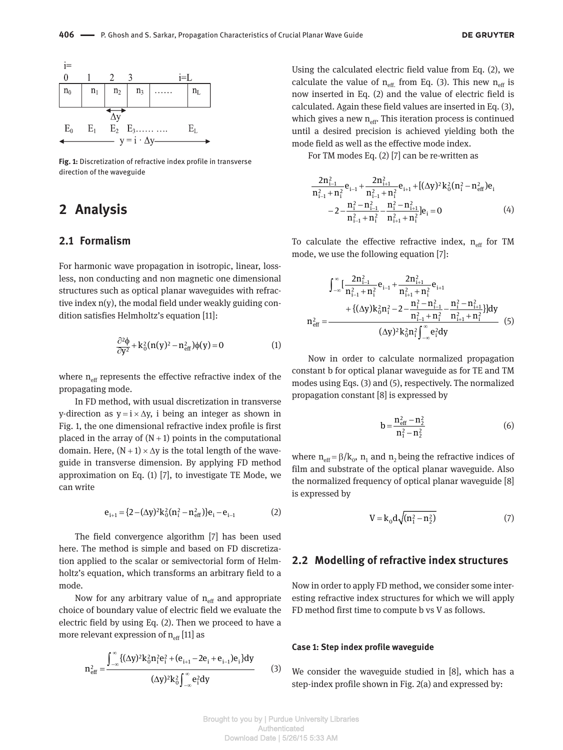| i= 0 | 1 | 2 | 3 | | i=L |
|---|---|---|---|---|---|
| $n_0$ | $n_1$ | $n_2$ | $n_3$ | …… | $n_L$ |

$\Delta y$

$E_0$ $E_1$ $E_2$ $E_3$…… …. $E_L$

$y = i \cdot \Delta y$

**Fig. 1:** Discretization of refractive index profile in transverse direction of the waveguide

## 2 Analysis

### 2.1 Formalism

For harmonic wave propagation in isotropic, linear, lossless, non conducting and non magnetic one dimensional structures such as optical planar waveguides with refractive index n(y), the modal field under weakly guiding condition satisfies Helmholtz's equation [11]:

$$\frac{\partial^2 \phi}{\partial y^2} + k_0^2 (n(y)^2 - n_{eff}^2)\phi(y) = 0 \tag{1}$$

where $n_{eff}$ represents the effective refractive index of the propagating mode.

In FD method, with usual discretization in transverse y-direction as $y = i \times \Delta y$, i being an integer as shown in Fig. 1, the one dimensional refractive index profile is first placed in the array of $(N+1)$ points in the computational domain. Here, $(N+1) \times \Delta y$ is the total length of the waveguide in transverse dimension. By applying FD method approximation on Eq. (1) [7], to investigate TE Mode, we can write

$$e_{i+1} = \{2 - (\Delta y)^2 k_0^2 (n_i^2 - n_{eff}^2)\} e_i - e_{i-1} \tag{2}$$

The field convergence algorithm [7] has been used here. The method is simple and based on FD discretization applied to the scalar or semivectorial form of Helmholtz's equation, which transforms an arbitrary field to a mode.

Now for any arbitrary value of $n_{eff}$ and appropriate choice of boundary value of electric field we evaluate the electric field by using Eq. (2). Then we proceed to have a more relevant expression of $n_{eff}$ [11] as

$$n_{eff}^2 = \frac{\int_{-\infty}^{\infty} \{(\Delta y)^2 k_0^2 n_i^2 e_i^2 + (e_{i+1} - 2e_i + e_{i-1}) e_i\} dy}{(\Delta y)^2 k_0^2 \int_{-\infty}^{\infty} e_i^2 dy} \tag{3}$$

Using the calculated electric field value from Eq. (2), we calculate the value of $n_{eff.}$ from Eq. (3). This new $n_{eff}$ is now inserted in Eq. (2) and the value of electric field is calculated. Again these field values are inserted in Eq. (3), which gives a new $n_{eff}$. This iteration process is continued until a desired precision is achieved yielding both the mode field as well as the effective mode index.

For TM modes Eq. (2) [7] can be re-written as

$$\frac{2n_{i-1}^2}{n_{i-1}^2 + n_i^2} e_{i-1} + \frac{2n_{i+1}^2}{n_{i-1}^2 + n_i^2} e_{i+1} + [(\Delta y)^2 k_0^2 (n_i^2 - n_{eff}^2) e_i - 2 - \frac{n_i^2 - n_{i-1}^2}{n_{i-1}^2 + n_i^2} - \frac{n_i^2 - n_{i+1}^2}{n_{i+1}^2 + n_i^2}] e_i = 0 \tag{4}$$

To calculate the effective refractive index, $n_{eff}$ for TM mode, we use the following equation [7]:

$$n_{eff}^2 = \frac{\int_{-\infty}^{\infty} [\frac{2n_{i-1}^2}{n_{i-1}^2 + n_i^2} e_{i-1} + \frac{2n_{i+1}^2}{n_{i+1}^2 + n_i^2} e_{i+1} + \{(\Delta y) k_0^2 n_i^2 - 2 - \frac{n_i^2 - n_{i-1}^2}{n_{i-1}^2 + n_i^2} - \frac{n_i^2 - n_{i+1}^2}{n_{i+1}^2 + n_i^2}\}] dy}{(\Delta y)^2 k_0^2 n_i^2 \int_{-\infty}^{\infty} e_i^2 dy} \tag{5}$$

Now in order to calculate normalized propagation constant b for optical planar waveguide as for TE and TM modes using Eqs. (3) and (5), respectively. The normalized propagation constant [8] is expressed by

$$b = \frac{n_{eff}^2 - n_2^2}{n_1^2 - n_2^2} \tag{6}$$

where $n_{eff} = \beta / k_0$, $n_1$ and $n_2$ being the refractive indices of film and substrate of the optical planar waveguide. Also the normalized frequency of optical planar waveguide [8] is expressed by

$$V = k_0 d \sqrt{(n_1^2 - n_2^2)} \tag{7}$$

### 2.2 Modelling of refractive index structures

Now in order to apply FD method, we consider some interesting refractive index structures for which we will apply FD method first time to compute b vs V as follows.

#### Case 1: Step index profile waveguide

We consider the waveguide studied in [8], which has a step-index profile shown in Fig. 2(a) and expressed by: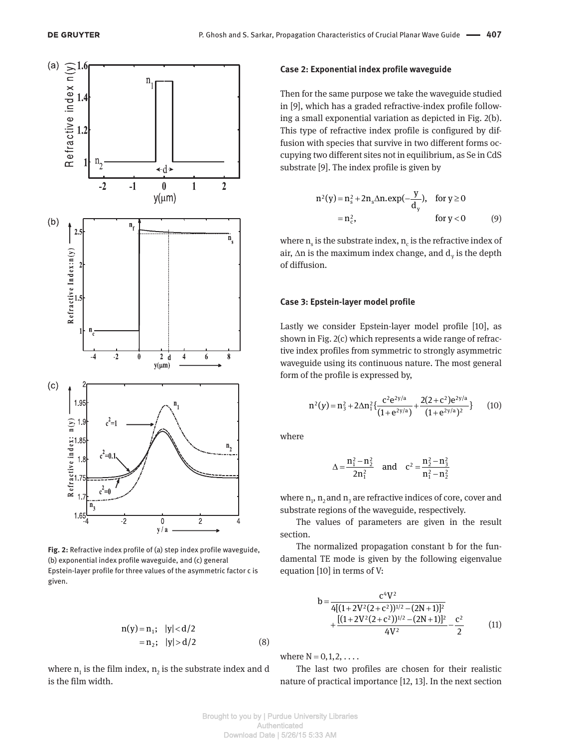Fig. 2: Refractive index profile of (a) step index profile waveguide, (b) exponential index profile waveguide, and (c) general Epstein-layer profile for three values of the asymmetric factor c is given.

$$n(y) = n_1; \quad |y| < d/2$$
$$= n_2; \quad |y| > d/2 \tag{8}$$

where $n_1$ is the film index, $n_2$ is the substrate index and d is the film width.

**Case 2: Exponential index profile waveguide**

Then for the same purpose we take the waveguide studied in [9], which has a graded refractive-index profile following a small exponential variation as depicted in Fig. 2(b). This type of refractive index profile is configured by diffusion with species that survive in two different forms occupying two different sites not in equilibrium, as Se in CdS substrate [9]. The index profile is given by

$$n^2(y) = n_s^2 + 2n_s \Delta n.\exp\left(-\frac{y}{d_y}\right), \quad \text{for } y \geq 0$$
$$= n_c^2, \quad \text{for } y < 0 \tag{9}$$

where $n_s$ is the substrate index, $n_c$ is the refractive index of air, $\Delta n$ is the maximum index change, and $d_y$ is the depth of diffusion.

**Case 3: Epstein-layer model profile**

Lastly we consider Epstein-layer model profile [10], as shown in Fig. 2(c) which represents a wide range of refractive index profiles from symmetric to strongly asymmetric waveguide using its continuous nature. The most general form of the profile is expressed by,

$$n^2(y) = n_3^2 + 2\Delta n_1^2 \left\{ \frac{c^2 e^{2y/a}}{(1+e^{2y/a})} + \frac{2(2+c^2)e^{2y/a}}{(1+e^{2y/a})^2} \right\} \tag{10}$$

where

$$\Delta = \frac{n_1^2 - n_2^2}{2n_1^2} \quad \text{and} \quad c^2 = \frac{n_2^2 - n_3^2}{n_1^2 - n_2^2}$$

where $n_1$, $n_2$ and $n_3$ are refractive indices of core, cover and substrate regions of the waveguide, respectively.

The values of parameters are given in the result section.

The normalized propagation constant b for the fundamental TE mode is given by the following eigenvalue equation [10] in terms of V:

$$b = \frac{c^4 V^2}{4[(1+2V^2(2+c^2))^{1/2} - (2N+1)]^2} + \frac{[(1+2V^2(2+c^2))^{1/2} - (2N+1)]^2}{4V^2} - \frac{c^2}{2} \tag{11}$$

where $N = 0, 1, 2, \ldots$.

The last two profiles are chosen for their realistic nature of practical importance [12, 13]. In the next section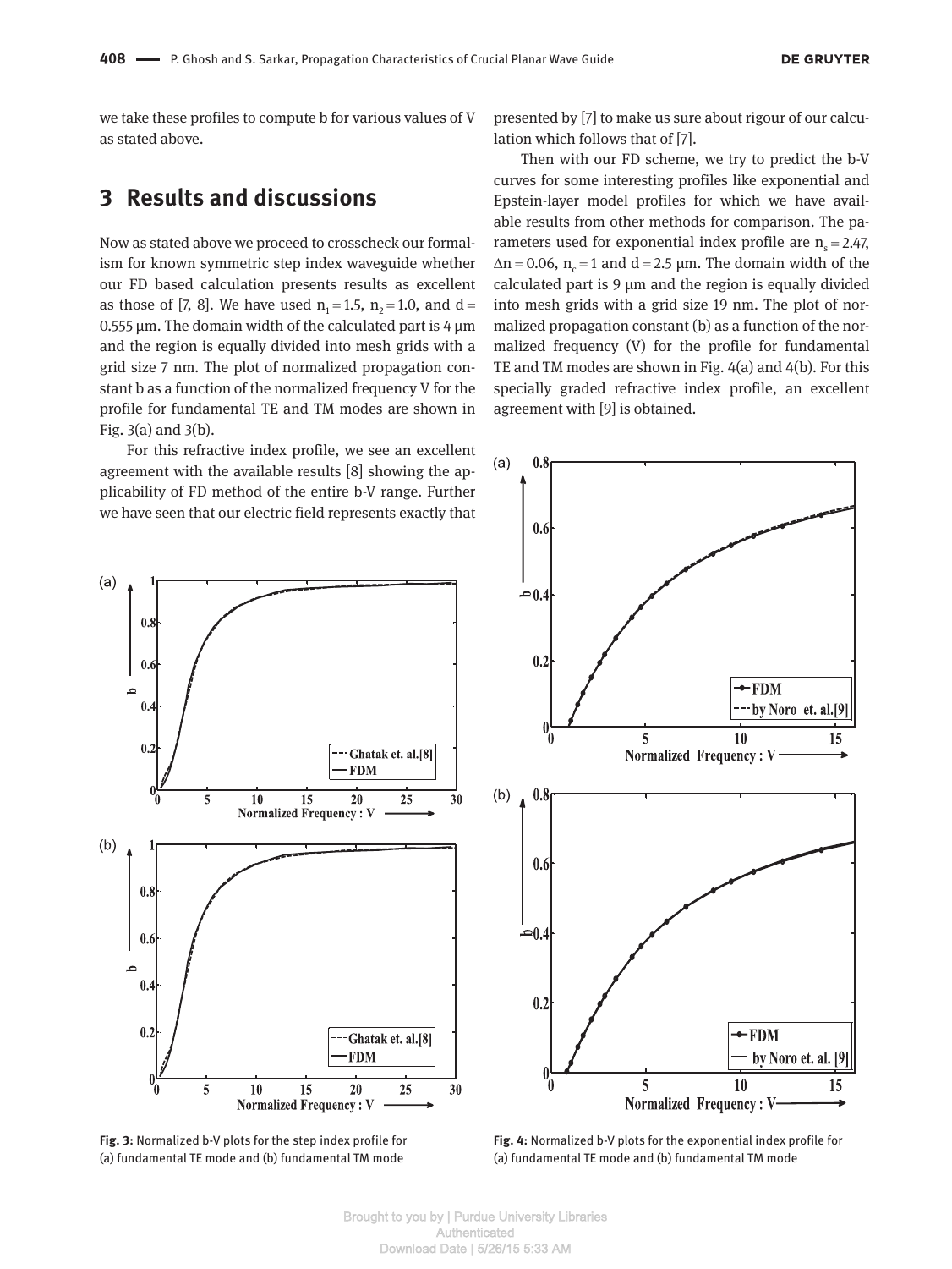we take these profiles to compute b for various values of V as stated above.

## 3 Results and discussions

Now as stated above we proceed to crosscheck our formalism for known symmetric step index waveguide whether our FD based calculation presents results as excellent as those of [7, 8]. We have used $n_1 = 1.5$, $n_2 = 1.0$, and $d = 0.555$ µm. The domain width of the calculated part is 4 µm and the region is equally divided into mesh grids with a grid size 7 nm. The plot of normalized propagation constant b as a function of the normalized frequency V for the profile for fundamental TE and TM modes are shown in Fig. 3(a) and 3(b).

For this refractive index profile, we see an excellent agreement with the available results [8] showing the applicability of FD method of the entire b-V range. Further we have seen that our electric field represents exactly that presented by [7] to make us sure about rigour of our calculation which follows that of [7].

Then with our FD scheme, we try to predict the b-V curves for some interesting profiles like exponential and Epstein-layer model profiles for which we have available results from other methods for comparison. The parameters used for exponential index profile are $n_s = 2.47$, $\Delta n = 0.06$, $n_c = 1$ and $d = 2.5$ µm. The domain width of the calculated part is 9 µm and the region is equally divided into mesh grids with a grid size 19 nm. The plot of normalized propagation constant (b) as a function of the normalized frequency (V) for the profile for fundamental TE and TM modes are shown in Fig. 4(a) and 4(b). For this specially graded refractive index profile, an excellent agreement with [9] is obtained.

**Fig. 3:** Normalized b-V plots for the step index profile for (a) fundamental TE mode and (b) fundamental TM mode

**Fig. 4:** Normalized b-V plots for the exponential index profile for (a) fundamental TE mode and (b) fundamental TM mode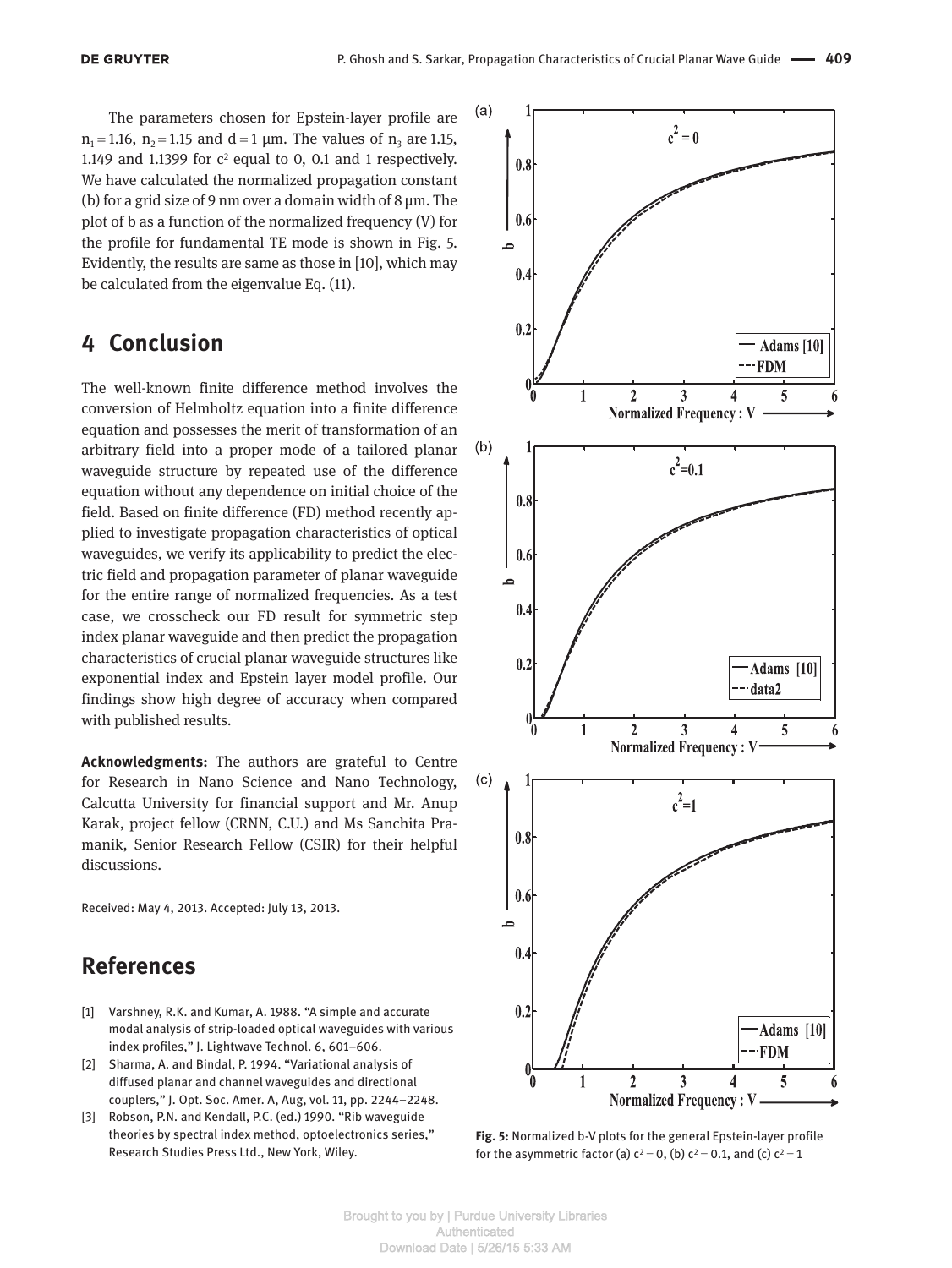The parameters chosen for Epstein-layer profile are $n_1 = 1.16$, $n_2 = 1.15$ and $d = 1$ μm. The values of $n_3$ are 1.15, 1.149 and 1.1399 for $c^2$ equal to 0, 0.1 and 1 respectively. We have calculated the normalized propagation constant (b) for a grid size of 9 nm over a domain width of 8 μm. The plot of b as a function of the normalized frequency (V) for the profile for fundamental TE mode is shown in Fig. 5. Evidently, the results are same as those in [10], which may be calculated from the eigenvalue Eq. (11).

## 4 Conclusion

The well-known finite difference method involves the conversion of Helmholtz equation into a finite difference equation and possesses the merit of transformation of an arbitrary field into a proper mode of a tailored planar waveguide structure by repeated use of the difference equation without any dependence on initial choice of the field. Based on finite difference (FD) method recently applied to investigate propagation characteristics of optical waveguides, we verify its applicability to predict the electric field and propagation parameter of planar waveguide for the entire range of normalized frequencies. As a test case, we crosscheck our FD result for symmetric step index planar waveguide and then predict the propagation characteristics of crucial planar waveguide structures like exponential index and Epstein layer model profile. Our findings show high degree of accuracy when compared with published results.

**Acknowledgments:** The authors are grateful to Centre for Research in Nano Science and Nano Technology, Calcutta University for financial support and Mr. Anup Karak, project fellow (CRNN, C.U.) and Ms Sanchita Pramanik, Senior Research Fellow (CSIR) for their helpful discussions.

Received: May 4, 2013. Accepted: July 13, 2013.

## References

[1] Varshney, R.K. and Kumar, A. 1988. "A simple and accurate modal analysis of strip-loaded optical waveguides with various index profiles," J. Lightwave Technol. 6, 601–606.

[2] Sharma, A. and Bindal, P. 1994. "Variational analysis of diffused planar and channel waveguides and directional couplers," J. Opt. Soc. Amer. A, Aug, vol. 11, pp. 2244–2248.

[3] Robson, P.N. and Kendall, P.C. (ed.) 1990. "Rib waveguide theories by spectral index method, optoelectronics series," Research Studies Press Ltd., New York, Wiley.

**Fig. 5:** Normalized b-V plots for the general Epstein-layer profile for the asymmetric factor (a) $c^2 = 0$, (b) $c^2 = 0.1$, and (c) $c^2 = 1$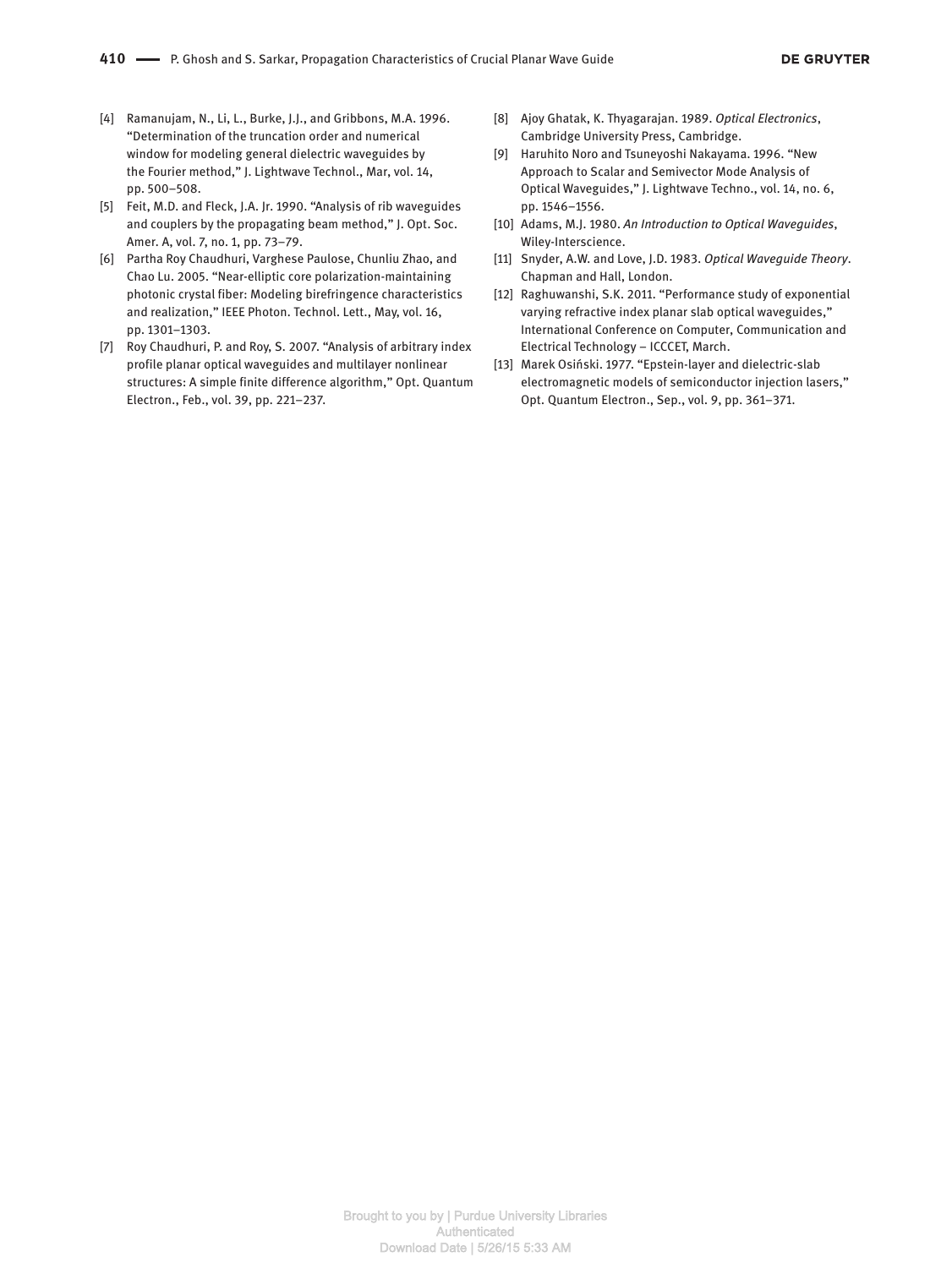[4] Ramanujam, N., Li, L., Burke, J.J., and Gribbons, M.A. 1996. "Determination of the truncation order and numerical window for modeling general dielectric waveguides by the Fourier method," J. Lightwave Technol., Mar, vol. 14, pp. 500–508.

[5] Feit, M.D. and Fleck, J.A. Jr. 1990. "Analysis of rib waveguides and couplers by the propagating beam method," J. Opt. Soc. Amer. A, vol. 7, no. 1, pp. 73–79.

[6] Partha Roy Chaudhuri, Varghese Paulose, Chunliu Zhao, and Chao Lu. 2005. "Near-elliptic core polarization-maintaining photonic crystal fiber: Modeling birefringence characteristics and realization," IEEE Photon. Technol. Lett., May, vol. 16, pp. 1301–1303.

[7] Roy Chaudhuri, P. and Roy, S. 2007. "Analysis of arbitrary index profile planar optical waveguides and multilayer nonlinear structures: A simple finite difference algorithm," Opt. Quantum Electron., Feb., vol. 39, pp. 221–237.

[8] Ajoy Ghatak, K. Thyagarajan. 1989. *Optical Electronics*, Cambridge University Press, Cambridge.

[9] Haruhito Noro and Tsuneyoshi Nakayama. 1996. "New Approach to Scalar and Semivector Mode Analysis of Optical Waveguides," J. Lightwave Techno., vol. 14, no. 6, pp. 1546–1556.

[10] Adams, M.J. 1980. *An Introduction to Optical Waveguides*, Wiley-Interscience.

[11] Snyder, A.W. and Love, J.D. 1983. *Optical Waveguide Theory*. Chapman and Hall, London.

[12] Raghuwanshi, S.K. 2011. "Performance study of exponential varying refractive index planar slab optical waveguides," International Conference on Computer, Communication and Electrical Technology – ICCCET, March.

[13] Marek Osiński. 1977. "Epstein-layer and dielectric-slab electromagnetic models of semiconductor injection lasers," Opt. Quantum Electron., Sep., vol. 9, pp. 361–371.